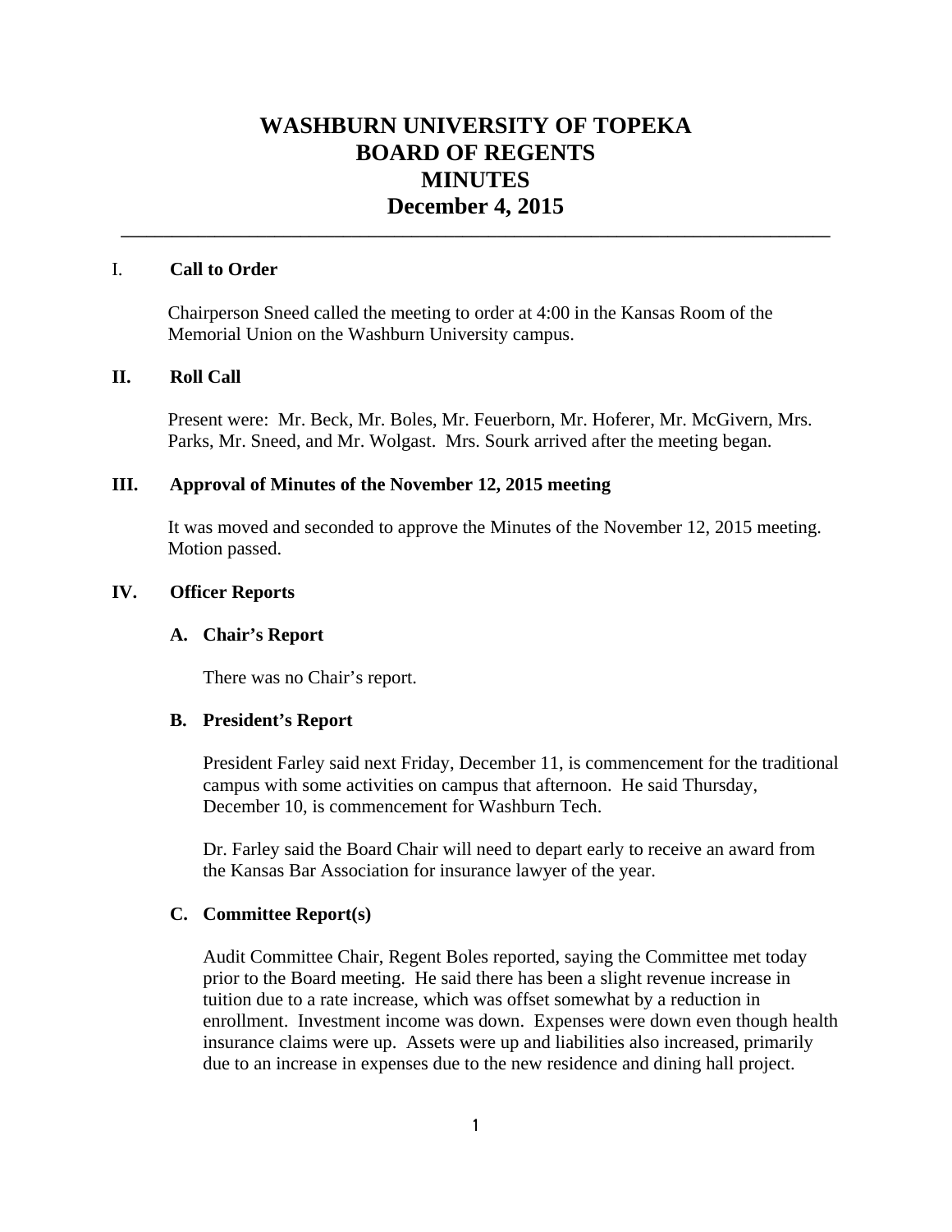# WASHBURN UNIVERSITY OF TOPEKA
# BOARD OF REGENTS
# MINUTES
# December 4, 2015

---

## I. Call to Order

Chairperson Sneed called the meeting to order at 4:00 in the Kansas Room of the Memorial Union on the Washburn University campus.

## II. Roll Call

Present were: Mr. Beck, Mr. Boles, Mr. Feuerborn, Mr. Hoferer, Mr. McGivern, Mrs. Parks, Mr. Sneed, and Mr. Wolgast. Mrs. Sourk arrived after the meeting began.

## III. Approval of Minutes of the November 12, 2015 meeting

It was moved and seconded to approve the Minutes of the November 12, 2015 meeting. Motion passed.

## IV. Officer Reports

### A. Chair's Report

There was no Chair's report.

### B. President's Report

President Farley said next Friday, December 11, is commencement for the traditional campus with some activities on campus that afternoon. He said Thursday, December 10, is commencement for Washburn Tech.

Dr. Farley said the Board Chair will need to depart early to receive an award from the Kansas Bar Association for insurance lawyer of the year.

### C. Committee Report(s)

Audit Committee Chair, Regent Boles reported, saying the Committee met today prior to the Board meeting. He said there has been a slight revenue increase in tuition due to a rate increase, which was offset somewhat by a reduction in enrollment. Investment income was down. Expenses were down even though health insurance claims were up. Assets were up and liabilities also increased, primarily due to an increase in expenses due to the new residence and dining hall project.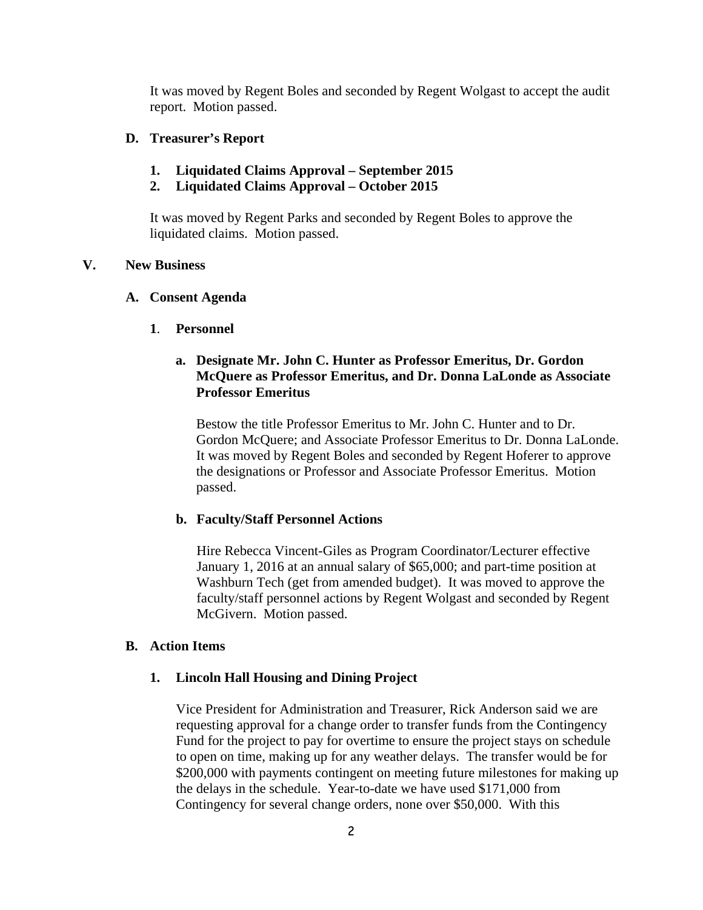It was moved by Regent Boles and seconded by Regent Wolgast to accept the audit report. Motion passed.

**D. Treasurer's Report**

**1. Liquidated Claims Approval – September 2015**
**2. Liquidated Claims Approval – October 2015**

It was moved by Regent Parks and seconded by Regent Boles to approve the liquidated claims. Motion passed.

**V. New Business**

**A. Consent Agenda**

**1. Personnel**

**a. Designate Mr. John C. Hunter as Professor Emeritus, Dr. Gordon McQuere as Professor Emeritus, and Dr. Donna LaLonde as Associate Professor Emeritus**

Bestow the title Professor Emeritus to Mr. John C. Hunter and to Dr. Gordon McQuere; and Associate Professor Emeritus to Dr. Donna LaLonde. It was moved by Regent Boles and seconded by Regent Hoferer to approve the designations or Professor and Associate Professor Emeritus. Motion passed.

**b. Faculty/Staff Personnel Actions**

Hire Rebecca Vincent-Giles as Program Coordinator/Lecturer effective January 1, 2016 at an annual salary of $65,000; and part-time position at Washburn Tech (get from amended budget). It was moved to approve the faculty/staff personnel actions by Regent Wolgast and seconded by Regent McGivern. Motion passed.

**B. Action Items**

**1. Lincoln Hall Housing and Dining Project**

Vice President for Administration and Treasurer, Rick Anderson said we are requesting approval for a change order to transfer funds from the Contingency Fund for the project to pay for overtime to ensure the project stays on schedule to open on time, making up for any weather delays. The transfer would be for $200,000 with payments contingent on meeting future milestones for making up the delays in the schedule. Year-to-date we have used $171,000 from Contingency for several change orders, none over $50,000. With this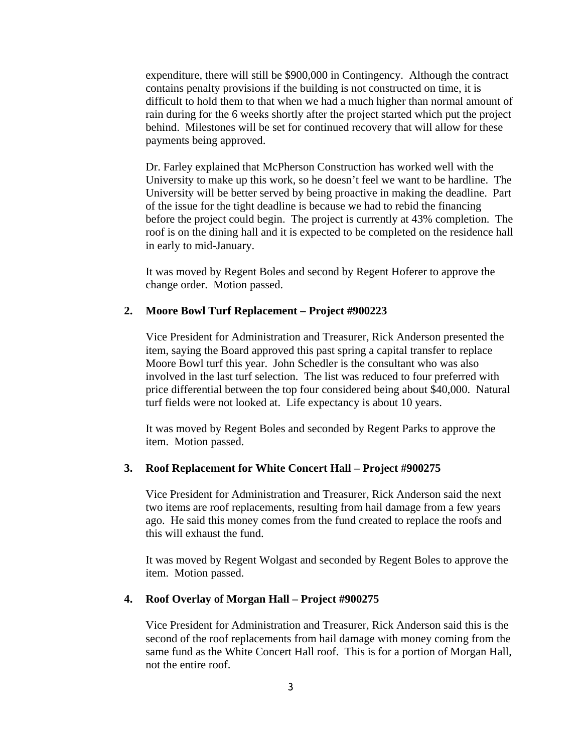expenditure, there will still be $900,000 in Contingency. Although the contract contains penalty provisions if the building is not constructed on time, it is difficult to hold them to that when we had a much higher than normal amount of rain during for the 6 weeks shortly after the project started which put the project behind. Milestones will be set for continued recovery that will allow for these payments being approved.

Dr. Farley explained that McPherson Construction has worked well with the University to make up this work, so he doesn't feel we want to be hardline. The University will be better served by being proactive in making the deadline. Part of the issue for the tight deadline is because we had to rebid the financing before the project could begin. The project is currently at 43% completion. The roof is on the dining hall and it is expected to be completed on the residence hall in early to mid-January.

It was moved by Regent Boles and second by Regent Hoferer to approve the change order. Motion passed.

**2. Moore Bowl Turf Replacement – Project #900223**

Vice President for Administration and Treasurer, Rick Anderson presented the item, saying the Board approved this past spring a capital transfer to replace Moore Bowl turf this year. John Schedler is the consultant who was also involved in the last turf selection. The list was reduced to four preferred with price differential between the top four considered being about $40,000. Natural turf fields were not looked at. Life expectancy is about 10 years.

It was moved by Regent Boles and seconded by Regent Parks to approve the item. Motion passed.

**3. Roof Replacement for White Concert Hall – Project #900275**

Vice President for Administration and Treasurer, Rick Anderson said the next two items are roof replacements, resulting from hail damage from a few years ago. He said this money comes from the fund created to replace the roofs and this will exhaust the fund.

It was moved by Regent Wolgast and seconded by Regent Boles to approve the item. Motion passed.

**4. Roof Overlay of Morgan Hall – Project #900275**

Vice President for Administration and Treasurer, Rick Anderson said this is the second of the roof replacements from hail damage with money coming from the same fund as the White Concert Hall roof. This is for a portion of Morgan Hall, not the entire roof.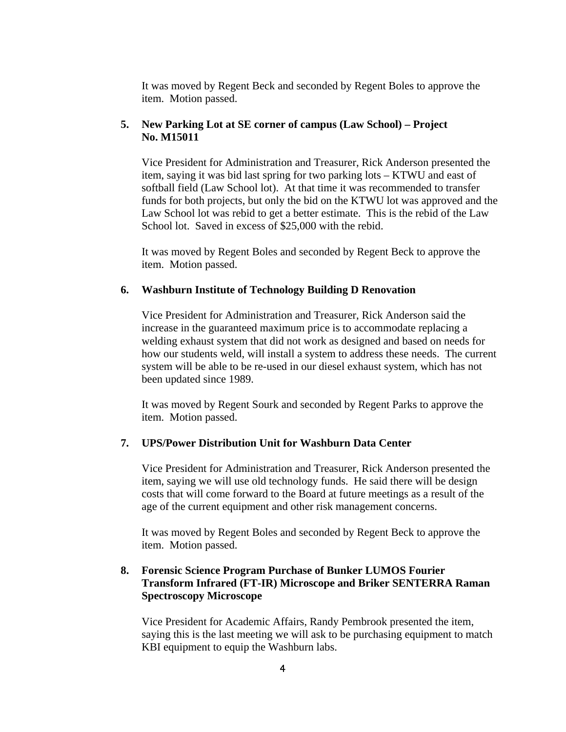It was moved by Regent Beck and seconded by Regent Boles to approve the item. Motion passed.

**5. New Parking Lot at SE corner of campus (Law School) – Project No. M15011**

Vice President for Administration and Treasurer, Rick Anderson presented the item, saying it was bid last spring for two parking lots – KTWU and east of softball field (Law School lot). At that time it was recommended to transfer funds for both projects, but only the bid on the KTWU lot was approved and the Law School lot was rebid to get a better estimate. This is the rebid of the Law School lot. Saved in excess of $25,000 with the rebid.

It was moved by Regent Boles and seconded by Regent Beck to approve the item. Motion passed.

**6. Washburn Institute of Technology Building D Renovation**

Vice President for Administration and Treasurer, Rick Anderson said the increase in the guaranteed maximum price is to accommodate replacing a welding exhaust system that did not work as designed and based on needs for how our students weld, will install a system to address these needs. The current system will be able to be re-used in our diesel exhaust system, which has not been updated since 1989.

It was moved by Regent Sourk and seconded by Regent Parks to approve the item. Motion passed.

**7. UPS/Power Distribution Unit for Washburn Data Center**

Vice President for Administration and Treasurer, Rick Anderson presented the item, saying we will use old technology funds. He said there will be design costs that will come forward to the Board at future meetings as a result of the age of the current equipment and other risk management concerns.

It was moved by Regent Boles and seconded by Regent Beck to approve the item. Motion passed.

**8. Forensic Science Program Purchase of Bunker LUMOS Fourier Transform Infrared (FT-IR) Microscope and Briker SENTERRA Raman Spectroscopy Microscope**

Vice President for Academic Affairs, Randy Pembrook presented the item, saying this is the last meeting we will ask to be purchasing equipment to match KBI equipment to equip the Washburn labs.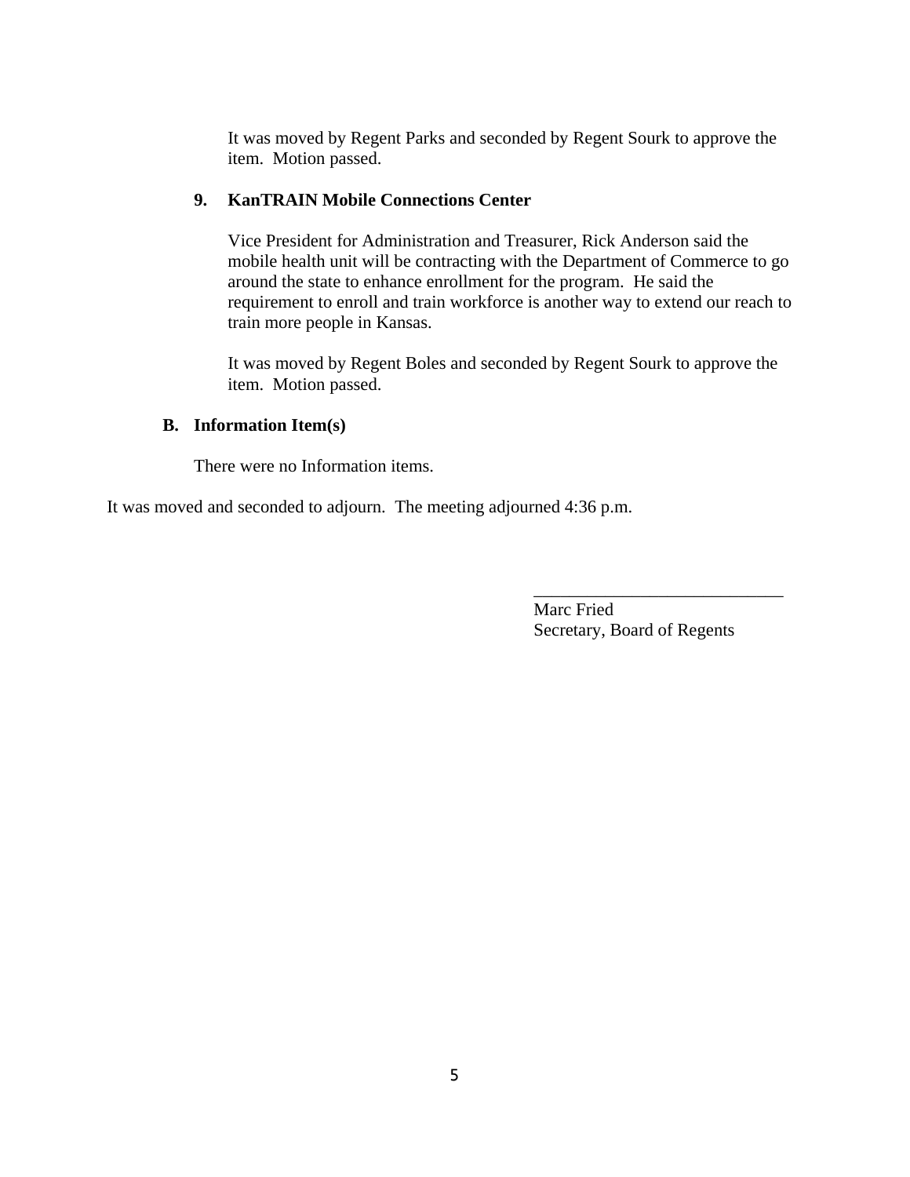It was moved by Regent Parks and seconded by Regent Sourk to approve the item.  Motion passed.

**9. KanTRAIN Mobile Connections Center**

Vice President for Administration and Treasurer, Rick Anderson said the mobile health unit will be contracting with the Department of Commerce to go around the state to enhance enrollment for the program.  He said the requirement to enroll and train workforce is another way to extend our reach to train more people in Kansas.

It was moved by Regent Boles and seconded by Regent Sourk to approve the item.  Motion passed.

**B. Information Item(s)**

There were no Information items.

It was moved and seconded to adjourn.  The meeting adjourned 4:36 p.m.

\_\_\_\_\_\_\_\_\_\_\_\_\_\_\_\_\_\_\_\_\_\_\_\_\_\_\_\_

Marc Fried
Secretary, Board of Regents